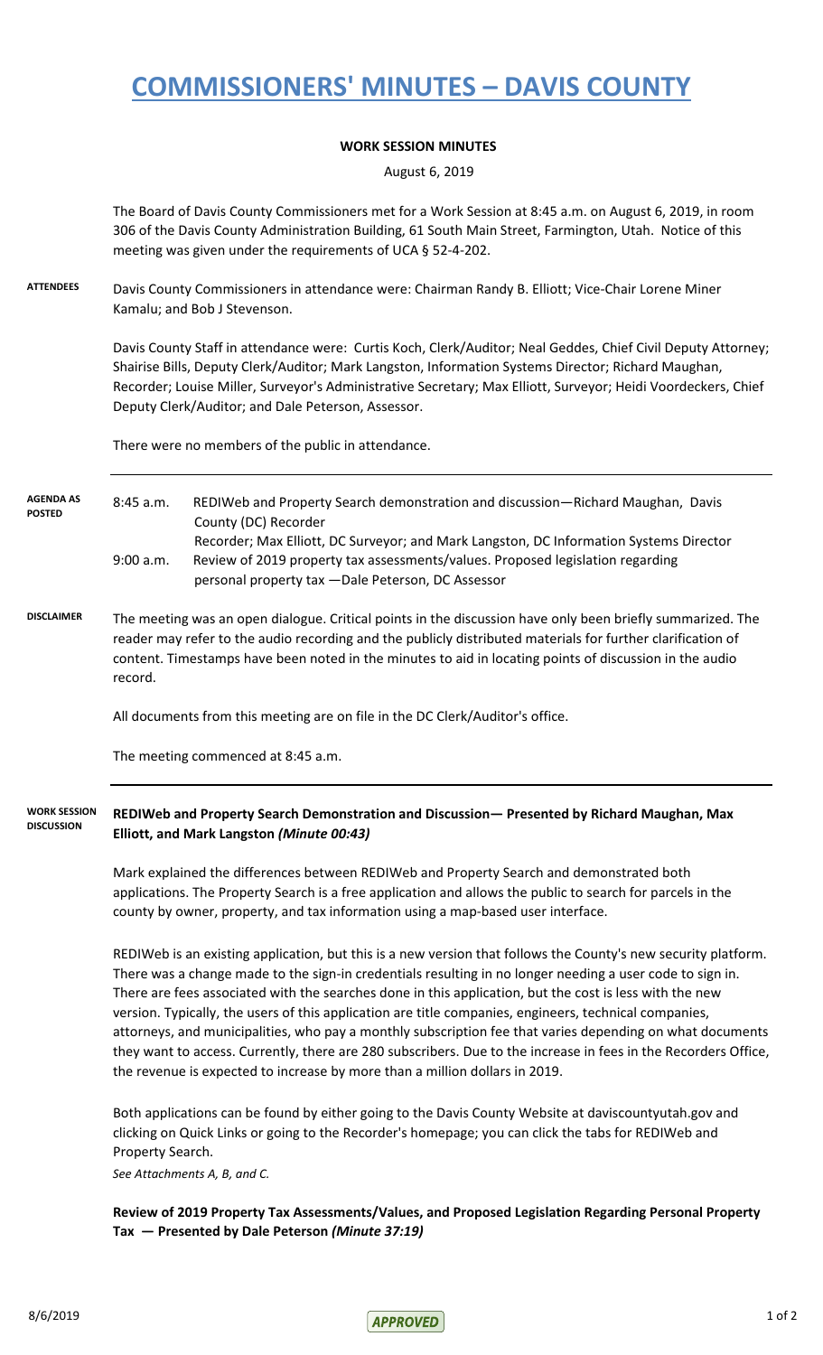# COMMISSIONERS' MINUTES – DAVIS COUNTY

**WORK SESSION MINUTES**

August 6, 2019

The Board of Davis County Commissioners met for a Work Session at 8:45 a.m. on August 6, 2019, in room 306 of the Davis County Administration Building, 61 South Main Street, Farmington, Utah. Notice of this meeting was given under the requirements of UCA § 52-4-202.

**ATTENDEES**

Davis County Commissioners in attendance were: Chairman Randy B. Elliott; Vice-Chair Lorene Miner Kamalu; and Bob J Stevenson.

Davis County Staff in attendance were: Curtis Koch, Clerk/Auditor; Neal Geddes, Chief Civil Deputy Attorney; Shairise Bills, Deputy Clerk/Auditor; Mark Langston, Information Systems Director; Richard Maughan, Recorder; Louise Miller, Surveyor's Administrative Secretary; Max Elliott, Surveyor; Heidi Voordeckers, Chief Deputy Clerk/Auditor; and Dale Peterson, Assessor.

There were no members of the public in attendance.

**AGENDA AS POSTED**

| | |
|---|---|
| 8:45 a.m. | REDIWeb and Property Search demonstration and discussion—Richard Maughan, Davis County (DC) Recorder<br>Recorder; Max Elliott, DC Surveyor; and Mark Langston, DC Information Systems Director |
| 9:00 a.m. | Review of 2019 property tax assessments/values. Proposed legislation regarding personal property tax —Dale Peterson, DC Assessor |

**DISCLAIMER**

The meeting was an open dialogue. Critical points in the discussion have only been briefly summarized. The reader may refer to the audio recording and the publicly distributed materials for further clarification of content. Timestamps have been noted in the minutes to aid in locating points of discussion in the audio record.

All documents from this meeting are on file in the DC Clerk/Auditor's office.

The meeting commenced at 8:45 a.m.

**WORK SESSION DISCUSSION**

**REDIWeb and Property Search Demonstration and Discussion— Presented by Richard Maughan, Max Elliott, and Mark Langston *(Minute 00:43)***

Mark explained the differences between REDIWeb and Property Search and demonstrated both applications. The Property Search is a free application and allows the public to search for parcels in the county by owner, property, and tax information using a map-based user interface.

REDIWeb is an existing application, but this is a new version that follows the County's new security platform. There was a change made to the sign-in credentials resulting in no longer needing a user code to sign in. There are fees associated with the searches done in this application, but the cost is less with the new version. Typically, the users of this application are title companies, engineers, technical companies, attorneys, and municipalities, who pay a monthly subscription fee that varies depending on what documents they want to access. Currently, there are 280 subscribers. Due to the increase in fees in the Recorders Office, the revenue is expected to increase by more than a million dollars in 2019.

Both applications can be found by either going to the Davis County Website at daviscountyutah.gov and clicking on Quick Links or going to the Recorder's homepage; you can click the tabs for REDIWeb and Property Search.

*See Attachments A, B, and C.*

**Review of 2019 Property Tax Assessments/Values, and Proposed Legislation Regarding Personal Property Tax — Presented by Dale Peterson *(Minute 37:19)***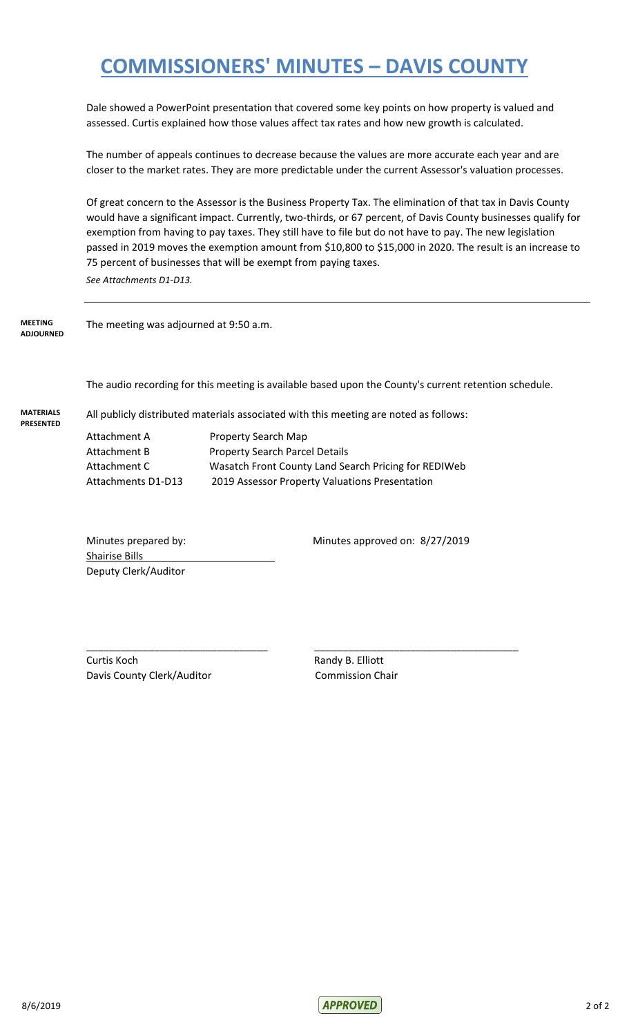# COMMISSIONERS' MINUTES – DAVIS COUNTY

Dale showed a PowerPoint presentation that covered some key points on how property is valued and assessed. Curtis explained how those values affect tax rates and how new growth is calculated.

The number of appeals continues to decrease because the values are more accurate each year and are closer to the market rates. They are more predictable under the current Assessor's valuation processes.

Of great concern to the Assessor is the Business Property Tax. The elimination of that tax in Davis County would have a significant impact. Currently, two-thirds, or 67 percent, of Davis County businesses qualify for exemption from having to pay taxes. They still have to file but do not have to pay. The new legislation passed in 2019 moves the exemption amount from $10,800 to $15,000 in 2020. The result is an increase to 75 percent of businesses that will be exempt from paying taxes.

*See Attachments D1-D13.*

---

**MEETING ADJOURNED**

The meeting was adjourned at 9:50 a.m.

The audio recording for this meeting is available based upon the County's current retention schedule.

**MATERIALS PRESENTED**

All publicly distributed materials associated with this meeting are noted as follows:

| | |
|---|---|
| Attachment A | Property Search Map |
| Attachment B | Property Search Parcel Details |
| Attachment C | Wasatch Front County Land Search Pricing for REDIWeb |
| Attachments D1-D13 | 2019 Assessor Property Valuations Presentation |

Minutes prepared by:
Shairise Bills
Deputy Clerk/Auditor

Minutes approved on: 8/27/2019

\_\_\_\_\_\_\_\_\_\_\_\_\_\_\_\_\_\_\_\_\_\_\_\_\_\_\_\_\_\_\_\_
Curtis Koch
Davis County Clerk/Auditor

\_\_\_\_\_\_\_\_\_\_\_\_\_\_\_\_\_\_\_\_\_\_\_\_\_\_\_\_\_\_\_\_
Randy B. Elliott
Commission Chair

8/6/2019

APPROVED